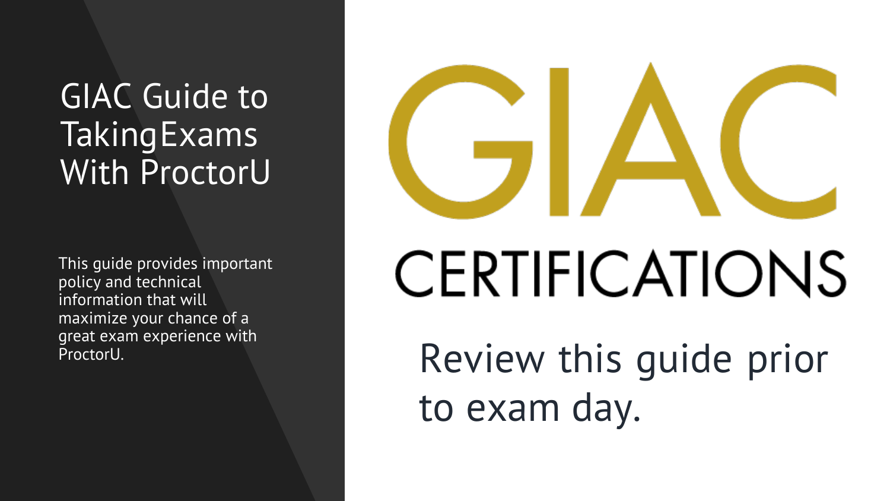# GIAC Guide to Taking Exams With ProctorU

This guide provides important policy and technical information that will maximize your chance of a great exam experience with ProctorU.

GIAC

CERTIFICATIONS

Review this guide prior to exam day.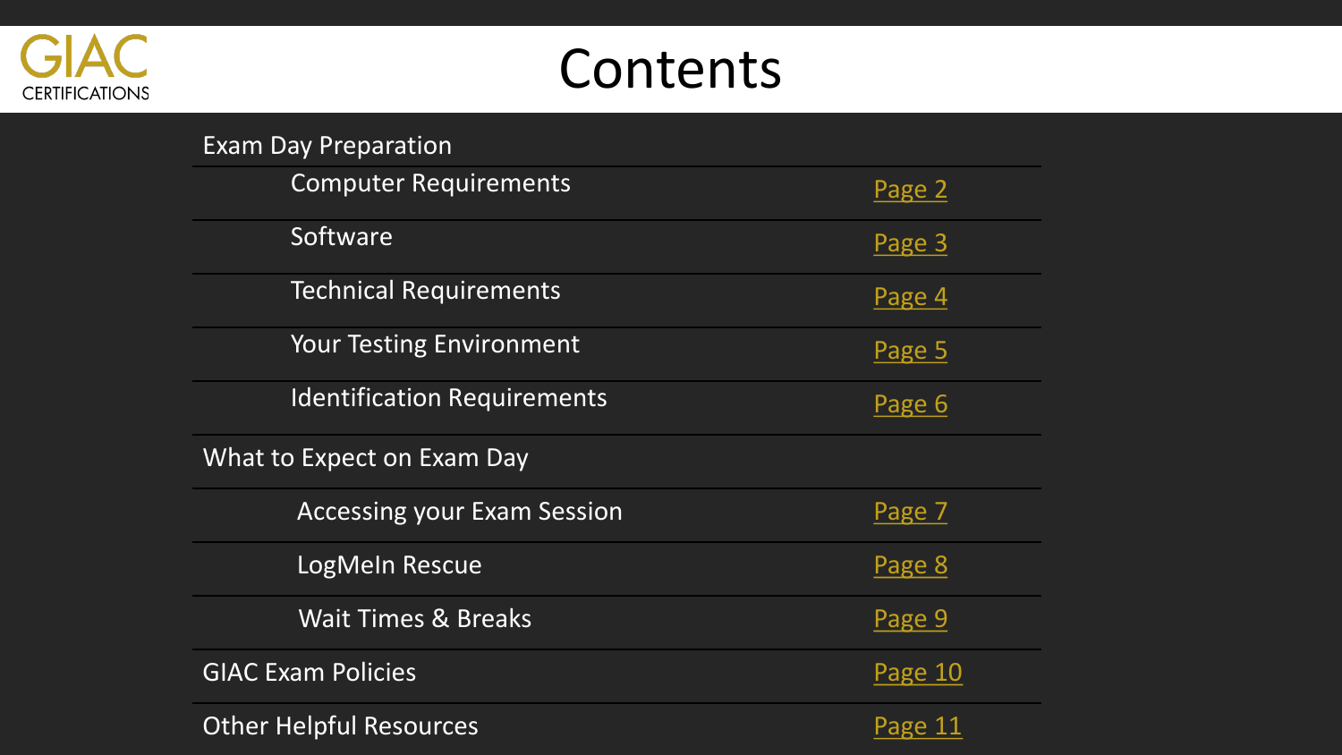# Contents

| Section | Page |
| --- | --- |
| **Exam Day Preparation** | |
| Computer Requirements | Page 2 |
| Software | Page 3 |
| Technical Requirements | Page 4 |
| Your Testing Environment | Page 5 |
| Identification Requirements | Page 6 |
| **What to Expect on Exam Day** | |
| Accessing your Exam Session | Page 7 |
| LogMeIn Rescue | Page 8 |
| Wait Times & Breaks | Page 9 |
| **GIAC Exam Policies** | Page 10 |
| **Other Helpful Resources** | Page 11 |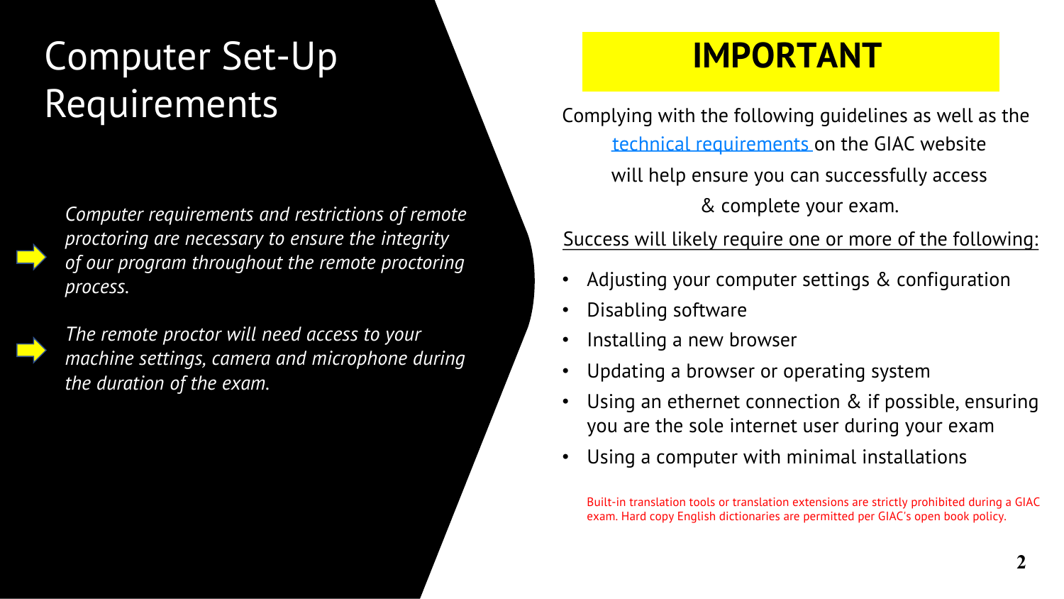# Computer Set-Up Requirements

*Computer requirements and restrictions of remote proctoring are necessary to ensure the integrity of our program throughout the remote proctoring process.*

*The remote proctor will need access to your machine settings, camera and microphone during the duration of the exam.*

## IMPORTANT

Complying with the following guidelines as well as the technical requirements on the GIAC website will help ensure you can successfully access & complete your exam.

Success will likely require one or more of the following:

- Adjusting your computer settings & configuration
- Disabling software
- Installing a new browser
- Updating a browser or operating system
- Using an ethernet connection & if possible, ensuring you are the sole internet user during your exam
- Using a computer with minimal installations

Built-in translation tools or translation extensions are strictly prohibited during a GIAC exam. Hard copy English dictionaries are permitted per GIAC's open book policy.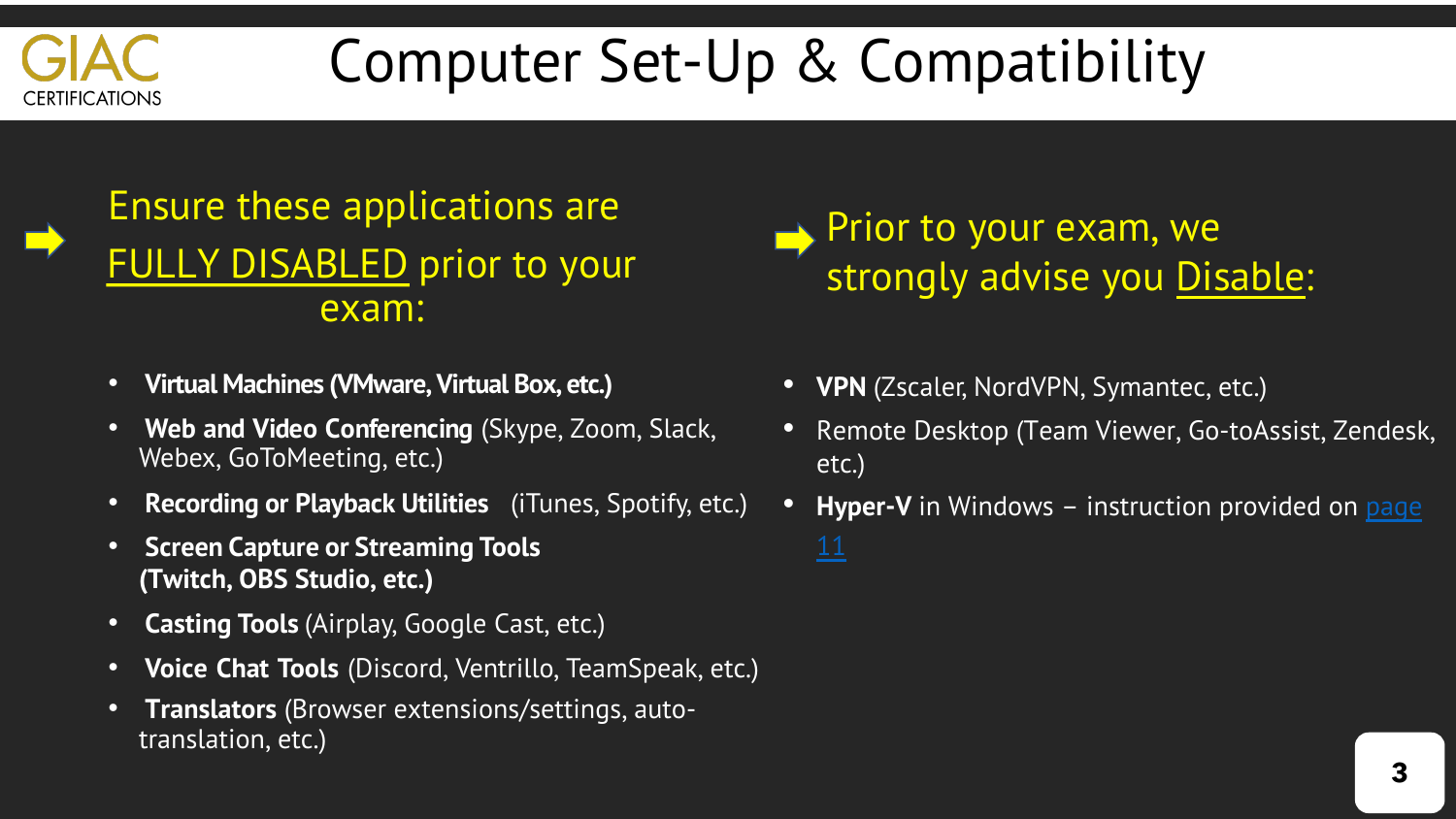# Computer Set-Up & Compatibility

Ensure these applications are FULLY DISABLED prior to your exam:

- **Virtual Machines (VMware, Virtual Box, etc.)**
- **Web and Video Conferencing** (Skype, Zoom, Slack, Webex, GoToMeeting, etc.)
- **Recording or Playback Utilities** (iTunes, Spotify, etc.)
- **Screen Capture or Streaming Tools (Twitch, OBS Studio, etc.)**
- **Casting Tools** (Airplay, Google Cast, etc.)
- **Voice Chat Tools** (Discord, Ventrillo, TeamSpeak, etc.)
- **Translators** (Browser extensions/settings, auto-translation, etc.)

Prior to your exam, we strongly advise you Disable:

- **VPN** (Zscaler, NordVPN, Symantec, etc.)
- Remote Desktop (Team Viewer, Go-toAssist, Zendesk, etc.)
- **Hyper-V** in Windows – instruction provided on page 11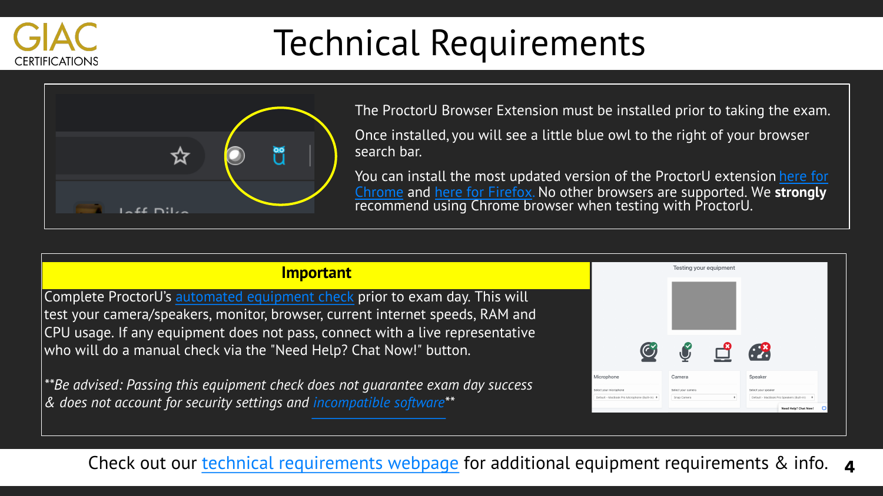# Technical Requirements

The ProctorU Browser Extension must be installed prior to taking the exam.

Once installed, you will see a little blue owl to the right of your browser search bar.

You can install the most updated version of the ProctorU extension here for Chrome and here for Firefox. No other browsers are supported. We **strongly** recommend using Chrome browser when testing with ProctorU.

**Important**

Complete ProctorU's automated equipment check prior to exam day. This will test your camera/speakers, monitor, browser, current internet speeds, RAM and CPU usage. If any equipment does not pass, connect with a live representative who will do a manual check via the "Need Help? Chat Now!" button.

*\*\*Be advised: Passing this equipment check does not guarantee exam day success & does not account for security settings and incompatible software\*\**

Check out our technical requirements webpage for additional equipment requirements & info.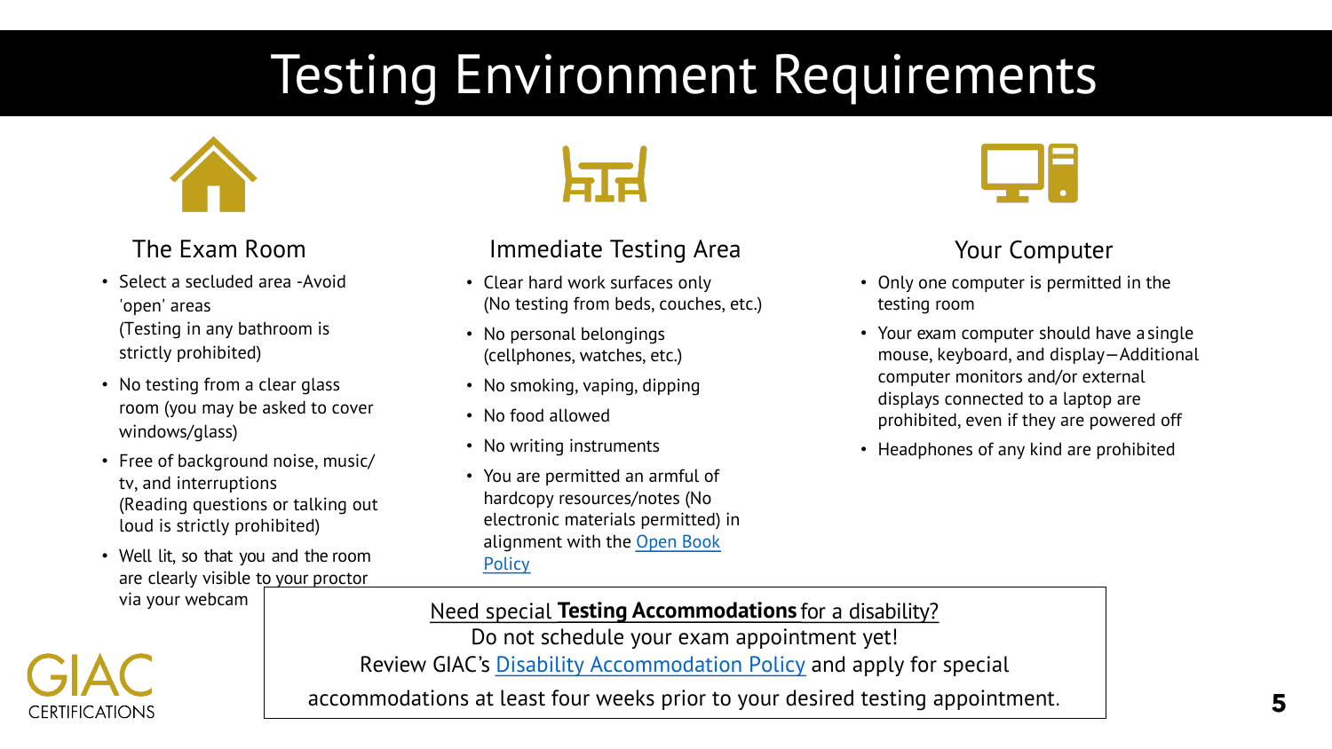# Testing Environment Requirements

## The Exam Room

- Select a secluded area -Avoid 'open' areas
  (Testing in any bathroom is strictly prohibited)
- No testing from a clear glass room (you may be asked to cover windows/glass)
- Free of background noise, music/ tv, and interruptions
  (Reading questions or talking out loud is strictly prohibited)
- Well lit, so that you and the room are clearly visible to your proctor via your webcam

## Immediate Testing Area

- Clear hard work surfaces only
  (No testing from beds, couches, etc.)
- No personal belongings
  (cellphones, watches, etc.)
- No smoking, vaping, dipping
- No food allowed
- No writing instruments
- You are permitted an armful of hardcopy resources/notes (No electronic materials permitted) in alignment with the Open Book Policy

## Your Computer

- Only one computer is permitted in the testing room
- Your exam computer should have a single mouse, keyboard, and display—Additional computer monitors and/or external displays connected to a laptop are prohibited, even if they are powered off
- Headphones of any kind are prohibited

---

Need special **Testing Accommodations** for a disability?
Do not schedule your exam appointment yet!
Review GIAC's Disability Accommodation Policy and apply for special accommodations at least four weeks prior to your desired testing appointment.

GIAC CERTIFICATIONS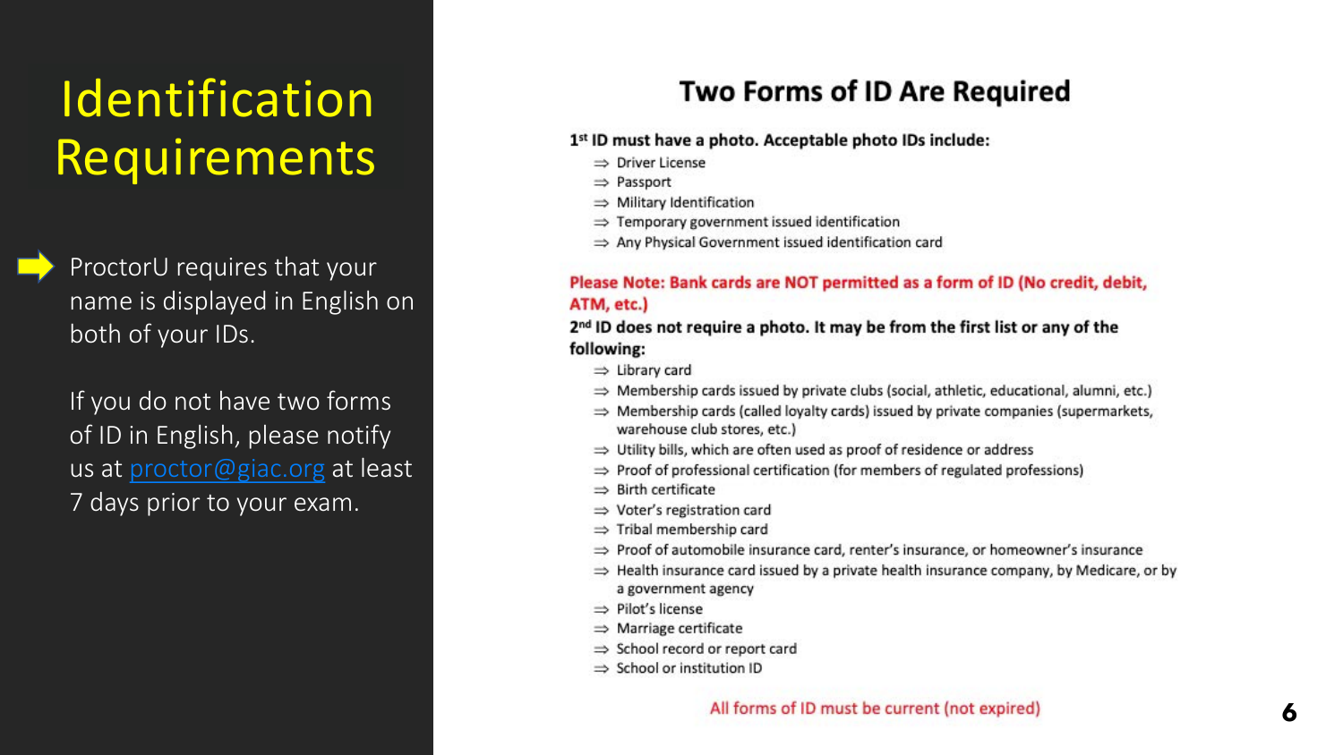# Identification Requirements

- ProctorU requires that your name is displayed in English on both of your IDs.

  If you do not have two forms of ID in English, please notify us at proctor@giac.org at least 7 days prior to your exam.

## Two Forms of ID Are Required

**1st ID must have a photo. Acceptable photo IDs include:**

- Driver License
- Passport
- Military Identification
- Temporary government issued identification
- Any Physical Government issued identification card

**Please Note: Bank cards are NOT permitted as a form of ID (No credit, debit, ATM, etc.)**

**2nd ID does not require a photo. It may be from the first list or any of the following:**

- Library card
- Membership cards issued by private clubs (social, athletic, educational, alumni, etc.)
- Membership cards (called loyalty cards) issued by private companies (supermarkets, warehouse club stores, etc.)
- Utility bills, which are often used as proof of residence or address
- Proof of professional certification (for members of regulated professions)
- Birth certificate
- Voter's registration card
- Tribal membership card
- Proof of automobile insurance card, renter's insurance, or homeowner's insurance
- Health insurance card issued by a private health insurance company, by Medicare, or by a government agency
- Pilot's license
- Marriage certificate
- School record or report card
- School or institution ID

All forms of ID must be current (not expired)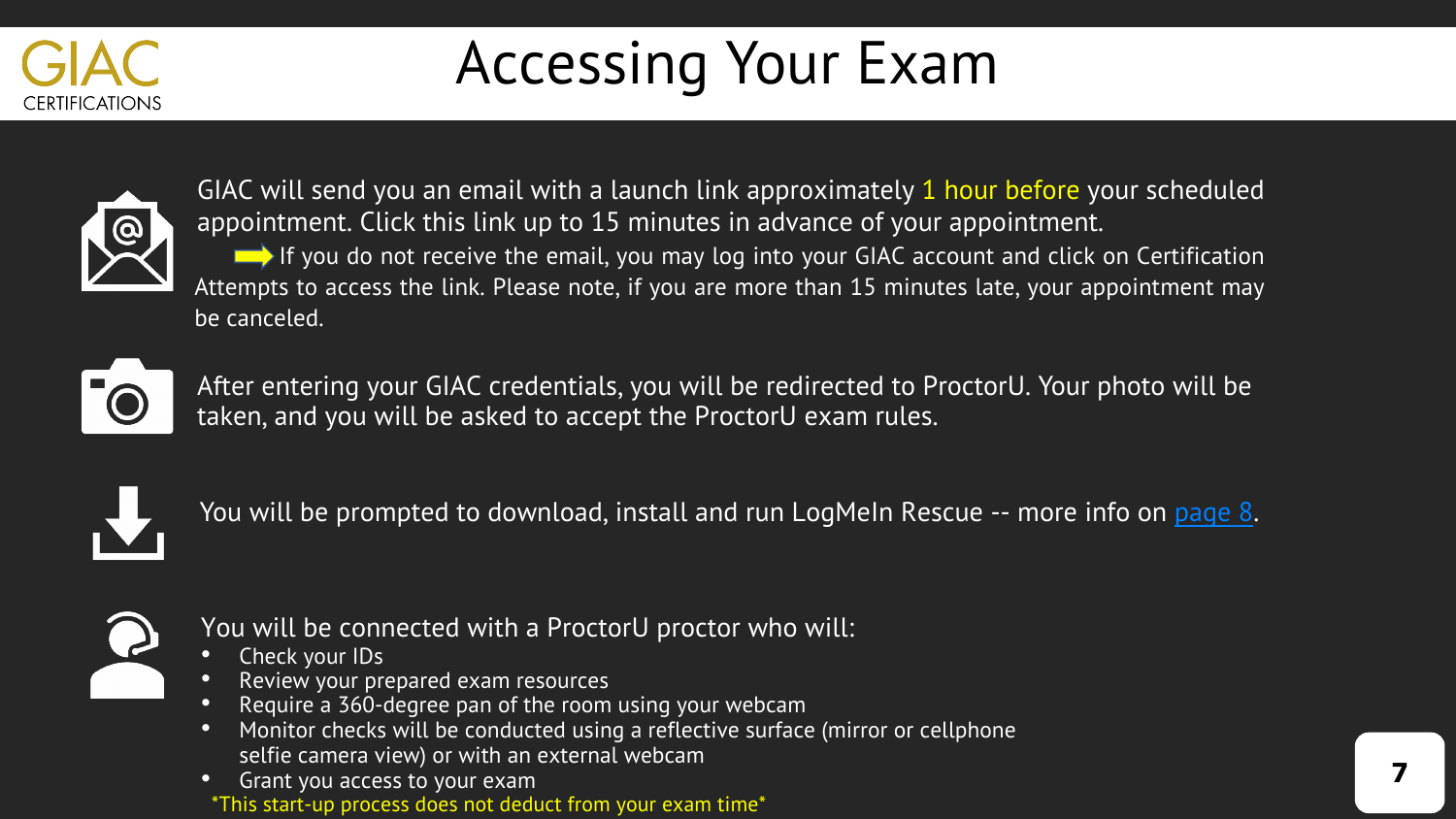# Accessing Your Exam

GIAC will send you an email with a launch link approximately 1 hour before your scheduled appointment. Click this link up to 15 minutes in advance of your appointment.

➡ If you do not receive the email, you may log into your GIAC account and click on Certification Attempts to access the link. Please note, if you are more than 15 minutes late, your appointment may be canceled.

After entering your GIAC credentials, you will be redirected to ProctorU. Your photo will be taken, and you will be asked to accept the ProctorU exam rules.

You will be prompted to download, install and run LogMeIn Rescue -- more info on page 8.

You will be connected with a ProctorU proctor who will:

- Check your IDs
- Review your prepared exam resources
- Require a 360-degree pan of the room using your webcam
- Monitor checks will be conducted using a reflective surface (mirror or cellphone selfie camera view) or with an external webcam
- Grant you access to your exam

*This start-up process does not deduct from your exam time*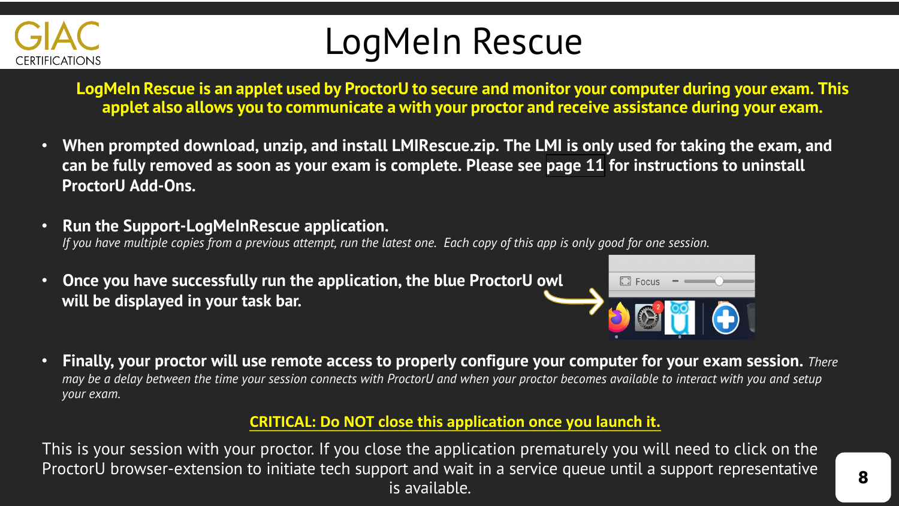# LogMeIn Rescue

**LogMeIn Rescue is an applet used by ProctorU to secure and monitor your computer during your exam. This applet also allows you to communicate a with your proctor and receive assistance during your exam.**

- **When prompted download, unzip, and install LMIRescue.zip. The LMI is only used for taking the exam, and can be fully removed as soon as your exam is complete. Please see page 11 for instructions to uninstall ProctorU Add-Ons.**

- **Run the Support-LogMeInRescue application.**
  *If you have multiple copies from a previous attempt, run the latest one. Each copy of this app is only good for one session.*

- **Once you have successfully run the application, the blue ProctorU owl will be displayed in your task bar.**

- **Finally, your proctor will use remote access to properly configure your computer for your exam session.** *There may be a delay between the time your session connects with ProctorU and when your proctor becomes available to interact with you and setup your exam.*

**CRITICAL: Do NOT close this application once you launch it.**

This is your session with your proctor. If you close the application prematurely you will need to click on the ProctorU browser-extension to initiate tech support and wait in a service queue until a support representative is available.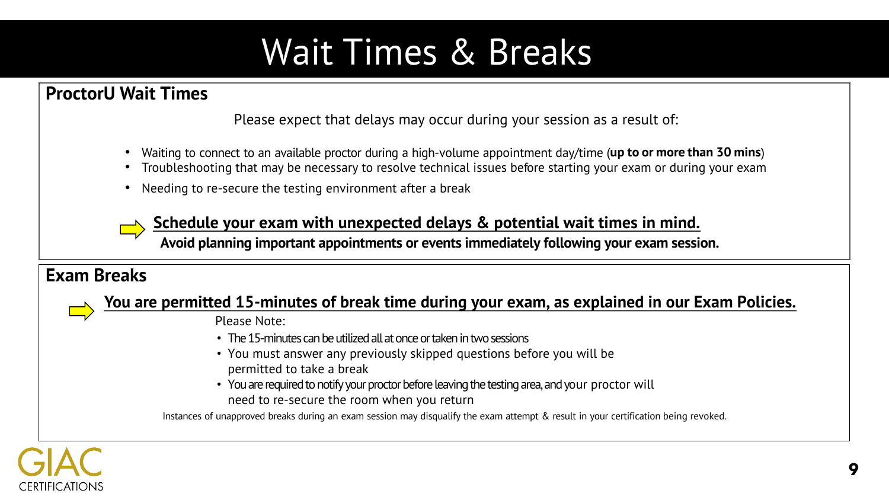# Wait Times & Breaks

## ProctorU Wait Times

Please expect that delays may occur during your session as a result of:

- Waiting to connect to an available proctor during a high-volume appointment day/time (**up to or more than 30 mins**)
- Troubleshooting that may be necessary to resolve technical issues before starting your exam or during your exam
- Needing to re-secure the testing environment after a break

**Schedule your exam with unexpected delays & potential wait times in mind.**
**Avoid planning important appointments or events immediately following your exam session.**

## Exam Breaks

**You are permitted 15-minutes of break time during your exam, as explained in our Exam Policies.**

Please Note:

- The 15-minutes can be utilized all at once or taken in two sessions
- You must answer any previously skipped questions before you will be permitted to take a break
- You are required to notify your proctor before leaving the testing area, and your proctor will need to re-secure the room when you return

Instances of unapproved breaks during an exam session may disqualify the exam attempt & result in your certification being revoked.

GIAC CERTIFICATIONS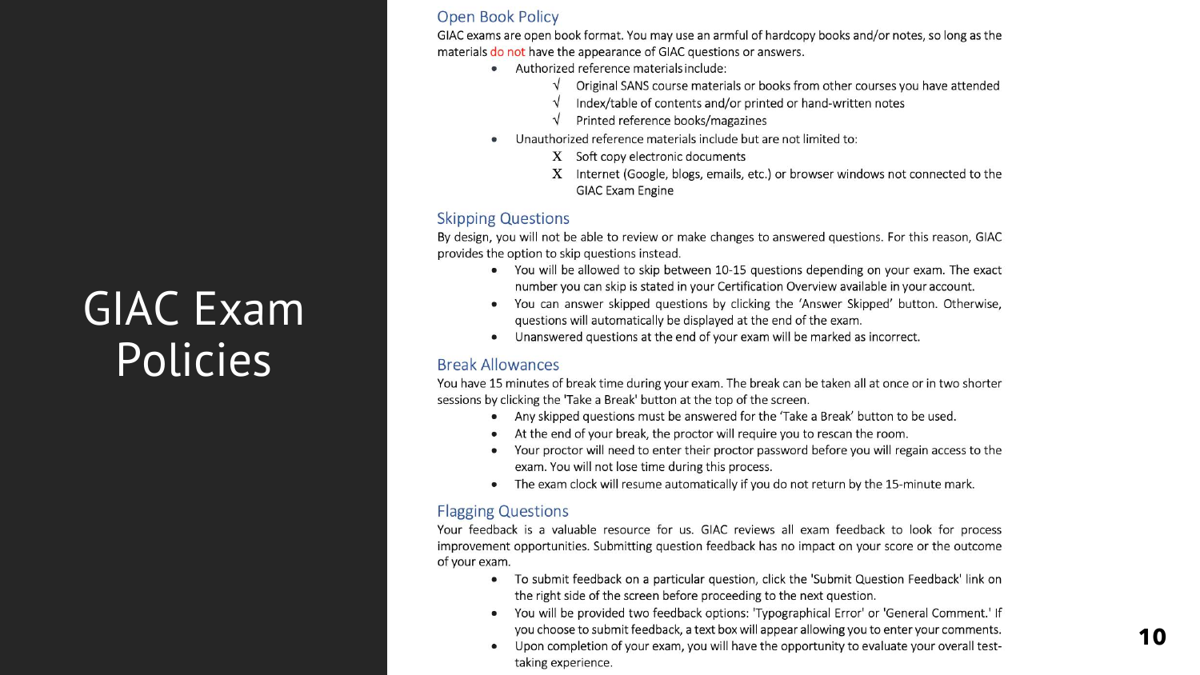# GIAC Exam Policies

## Open Book Policy

GIAC exams are open book format. You may use an armful of hardcopy books and/or notes, so long as the materials do not have the appearance of GIAC questions or answers.

- Authorized reference materials include:
  - √ Original SANS course materials or books from other courses you have attended
  - √ Index/table of contents and/or printed or hand-written notes
  - √ Printed reference books/magazines
- Unauthorized reference materials include but are not limited to:
  - X Soft copy electronic documents
  - X Internet (Google, blogs, emails, etc.) or browser windows not connected to the GIAC Exam Engine

## Skipping Questions

By design, you will not be able to review or make changes to answered questions. For this reason, GIAC provides the option to skip questions instead.

- You will be allowed to skip between 10-15 questions depending on your exam. The exact number you can skip is stated in your Certification Overview available in your account.
- You can answer skipped questions by clicking the 'Answer Skipped' button. Otherwise, questions will automatically be displayed at the end of the exam.
- Unanswered questions at the end of your exam will be marked as incorrect.

## Break Allowances

You have 15 minutes of break time during your exam. The break can be taken all at once or in two shorter sessions by clicking the 'Take a Break' button at the top of the screen.

- Any skipped questions must be answered for the 'Take a Break' button to be used.
- At the end of your break, the proctor will require you to rescan the room.
- Your proctor will need to enter their proctor password before you will regain access to the exam. You will not lose time during this process.
- The exam clock will resume automatically if you do not return by the 15-minute mark.

## Flagging Questions

Your feedback is a valuable resource for us. GIAC reviews all exam feedback to look for process improvement opportunities. Submitting question feedback has no impact on your score or the outcome of your exam.

- To submit feedback on a particular question, click the 'Submit Question Feedback' link on the right side of the screen before proceeding to the next question.
- You will be provided two feedback options: 'Typographical Error' or 'General Comment.' If you choose to submit feedback, a text box will appear allowing you to enter your comments.
- Upon completion of your exam, you will have the opportunity to evaluate your overall test-taking experience.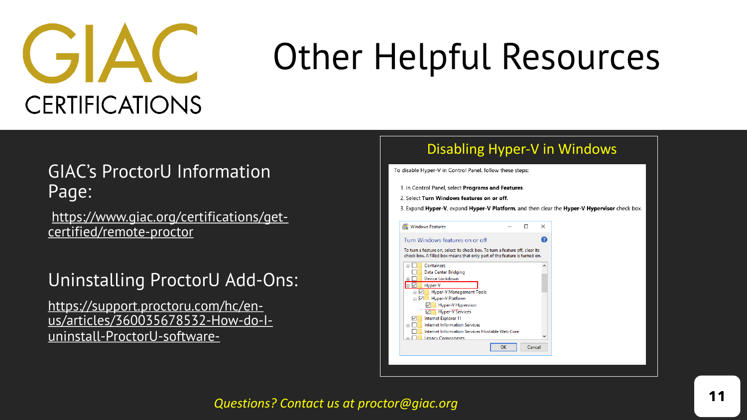GIAC CERTIFICATIONS

# Other Helpful Resources

GIAC's ProctorU Information Page:

https://www.giac.org/certifications/get-certified/remote-proctor

Uninstalling ProctorU Add-Ons:

https://support.proctoru.com/hc/en-us/articles/360035678532-How-do-I-uninstall-ProctorU-software-

## Disabling Hyper-V in Windows

To disable Hyper-V in Control Panel, follow these steps:

1. In Control Panel, select **Programs and Features**.
2. Select **Turn Windows features on or off.**
3. Expand **Hyper-V**, expand **Hyper-V Platform**, and then clear the **Hyper-V Hypervisor** check box.

Windows Features

Turn Windows features on or off

To turn a feature on, select its check box. To turn a feature off, clear its check box. A filled box means that only part of the feature is turned on.

- Containers
- Data Center Bridging
- Device Lockdown
- Hyper-V
  - Hyper-V Management Tools
  - Hyper-V Platform
    - Hyper-V Hypervisor
    - Hyper-V Services
- Internet Explorer 11
- Internet Information Services
- Internet Information Services Hostable Web Core
- Legacy Components

OK Cancel

*Questions? Contact us at proctor@giac.org*